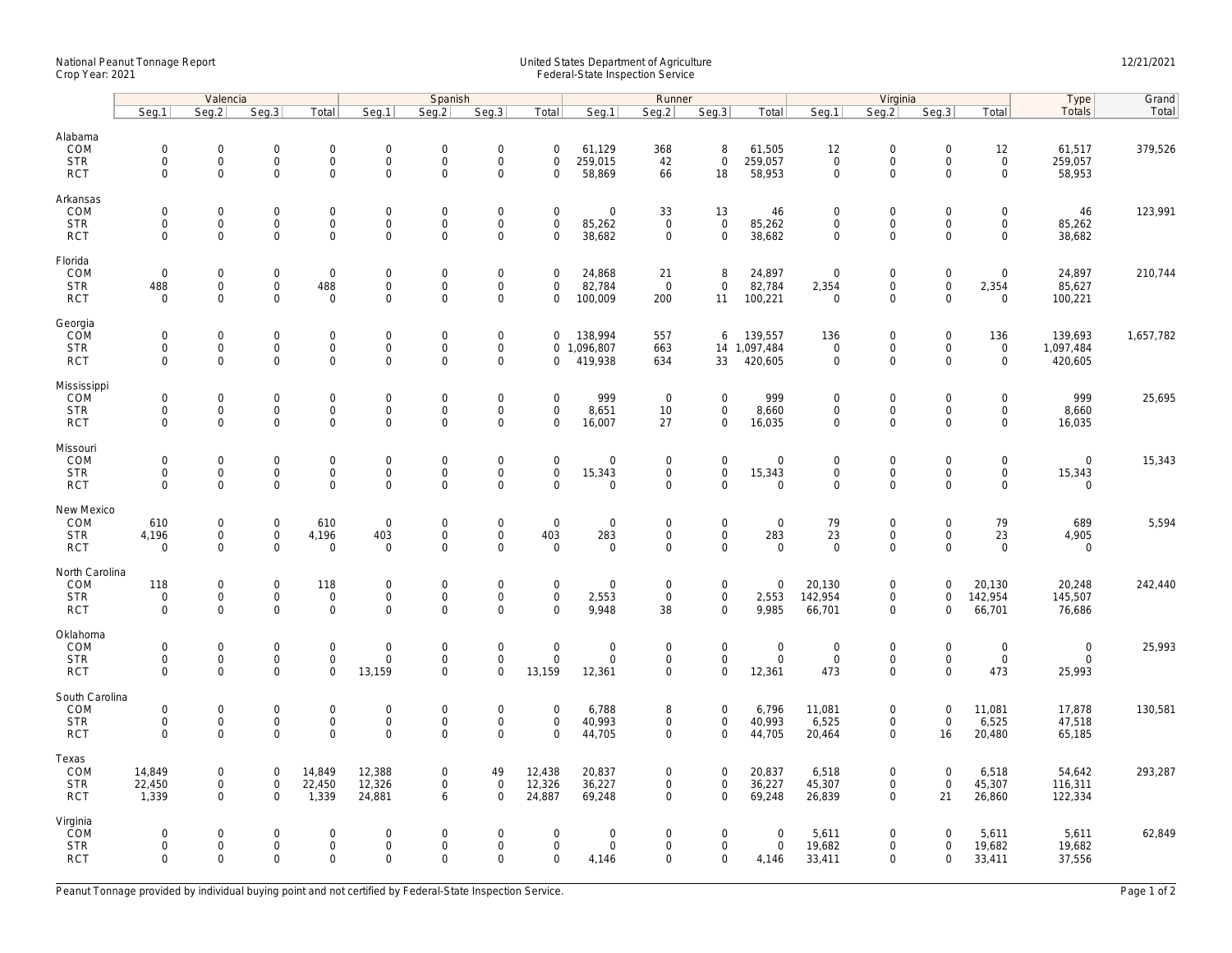National Peanut Tonnage Report
Crop Year: 2021

United States Department of Agriculture
Federal-State Inspection Service

12/21/2021

| | Valencia | | | | Spanish | | | | Runner | | | | Virginia | | | | Type | Grand |
|---|---|---|---|---|---|---|---|---|---|---|---|---|---|---|---|---|---|---|
| | Seg.1 | Seg.2 | Seg.3 | Total | Seg.1 | Seg.2 | Seg.3 | Total | Seg.1 | Seg.2 | Seg.3 | Total | Seg.1 | Seg.2 | Seg.3 | Total | Totals | Total |
| **Alabama** | | | | | | | | | | | | | | | | | | |
| COM | 0 | 0 | 0 | 0 | 0 | 0 | 0 | 0 | 61,129 | 368 | 8 | 61,505 | 12 | 0 | 0 | 12 | 61,517 | 379,526 |
| STR | 0 | 0 | 0 | 0 | 0 | 0 | 0 | 0 | 259,015 | 42 | 0 | 259,057 | 0 | 0 | 0 | 0 | 259,057 | |
| RCT | 0 | 0 | 0 | 0 | 0 | 0 | 0 | 0 | 58,869 | 66 | 18 | 58,953 | 0 | 0 | 0 | 0 | 58,953 | |
| **Arkansas** | | | | | | | | | | | | | | | | | | |
| COM | 0 | 0 | 0 | 0 | 0 | 0 | 0 | 0 | 0 | 33 | 13 | 46 | 0 | 0 | 0 | 0 | 46 | 123,991 |
| STR | 0 | 0 | 0 | 0 | 0 | 0 | 0 | 0 | 85,262 | 0 | 0 | 85,262 | 0 | 0 | 0 | 0 | 85,262 | |
| RCT | 0 | 0 | 0 | 0 | 0 | 0 | 0 | 0 | 38,682 | 0 | 0 | 38,682 | 0 | 0 | 0 | 0 | 38,682 | |
| **Florida** | | | | | | | | | | | | | | | | | | |
| COM | 0 | 0 | 0 | 0 | 0 | 0 | 0 | 0 | 24,868 | 21 | 8 | 24,897 | 0 | 0 | 0 | 0 | 24,897 | 210,744 |
| STR | 488 | 0 | 0 | 488 | 0 | 0 | 0 | 0 | 82,784 | 0 | 0 | 82,784 | 2,354 | 0 | 0 | 2,354 | 85,627 | |
| RCT | 0 | 0 | 0 | 0 | 0 | 0 | 0 | 0 | 100,009 | 200 | 11 | 100,221 | 0 | 0 | 0 | 0 | 100,221 | |
| **Georgia** | | | | | | | | | | | | | | | | | | |
| COM | 0 | 0 | 0 | 0 | 0 | 0 | 0 | 0 | 138,994 | 557 | 6 | 139,557 | 136 | 0 | 0 | 136 | 139,693 | 1,657,782 |
| STR | 0 | 0 | 0 | 0 | 0 | 0 | 0 | 0 | 1,096,807 | 663 | 14 | 1,097,484 | 0 | 0 | 0 | 0 | 1,097,484 | |
| RCT | 0 | 0 | 0 | 0 | 0 | 0 | 0 | 0 | 419,938 | 634 | 33 | 420,605 | 0 | 0 | 0 | 0 | 420,605 | |
| **Mississippi** | | | | | | | | | | | | | | | | | | |
| COM | 0 | 0 | 0 | 0 | 0 | 0 | 0 | 0 | 999 | 0 | 0 | 999 | 0 | 0 | 0 | 0 | 999 | 25,695 |
| STR | 0 | 0 | 0 | 0 | 0 | 0 | 0 | 0 | 8,651 | 10 | 0 | 8,660 | 0 | 0 | 0 | 0 | 8,660 | |
| RCT | 0 | 0 | 0 | 0 | 0 | 0 | 0 | 0 | 16,007 | 27 | 0 | 16,035 | 0 | 0 | 0 | 0 | 16,035 | |
| **Missouri** | | | | | | | | | | | | | | | | | | |
| COM | 0 | 0 | 0 | 0 | 0 | 0 | 0 | 0 | 0 | 0 | 0 | 0 | 0 | 0 | 0 | 0 | 0 | 15,343 |
| STR | 0 | 0 | 0 | 0 | 0 | 0 | 0 | 0 | 15,343 | 0 | 0 | 15,343 | 0 | 0 | 0 | 0 | 15,343 | |
| RCT | 0 | 0 | 0 | 0 | 0 | 0 | 0 | 0 | 0 | 0 | 0 | 0 | 0 | 0 | 0 | 0 | 0 | |
| **New Mexico** | | | | | | | | | | | | | | | | | | |
| COM | 610 | 0 | 0 | 610 | 0 | 0 | 0 | 0 | 0 | 0 | 0 | 0 | 79 | 0 | 0 | 79 | 689 | 5,594 |
| STR | 4,196 | 0 | 0 | 4,196 | 403 | 0 | 0 | 403 | 283 | 0 | 0 | 283 | 23 | 0 | 0 | 23 | 4,905 | |
| RCT | 0 | 0 | 0 | 0 | 0 | 0 | 0 | 0 | 0 | 0 | 0 | 0 | 0 | 0 | 0 | 0 | 0 | |
| **North Carolina** | | | | | | | | | | | | | | | | | | |
| COM | 118 | 0 | 0 | 118 | 0 | 0 | 0 | 0 | 0 | 0 | 0 | 0 | 20,130 | 0 | 0 | 20,130 | 20,248 | 242,440 |
| STR | 0 | 0 | 0 | 0 | 0 | 0 | 0 | 0 | 2,553 | 0 | 0 | 2,553 | 142,954 | 0 | 0 | 142,954 | 145,507 | |
| RCT | 0 | 0 | 0 | 0 | 0 | 0 | 0 | 0 | 9,948 | 38 | 0 | 9,985 | 66,701 | 0 | 0 | 66,701 | 76,686 | |
| **Oklahoma** | | | | | | | | | | | | | | | | | | |
| COM | 0 | 0 | 0 | 0 | 0 | 0 | 0 | 0 | 0 | 0 | 0 | 0 | 0 | 0 | 0 | 0 | 0 | 25,993 |
| STR | 0 | 0 | 0 | 0 | 0 | 0 | 0 | 0 | 0 | 0 | 0 | 0 | 0 | 0 | 0 | 0 | 0 | |
| RCT | 0 | 0 | 0 | 0 | 13,159 | 0 | 0 | 13,159 | 12,361 | 0 | 0 | 12,361 | 473 | 0 | 0 | 473 | 25,993 | |
| **South Carolina** | | | | | | | | | | | | | | | | | | |
| COM | 0 | 0 | 0 | 0 | 0 | 0 | 0 | 0 | 6,788 | 8 | 0 | 6,796 | 11,081 | 0 | 0 | 11,081 | 17,878 | 130,581 |
| STR | 0 | 0 | 0 | 0 | 0 | 0 | 0 | 0 | 40,993 | 0 | 0 | 40,993 | 6,525 | 0 | 0 | 6,525 | 47,518 | |
| RCT | 0 | 0 | 0 | 0 | 0 | 0 | 0 | 0 | 44,705 | 0 | 0 | 44,705 | 20,464 | 0 | 16 | 20,480 | 65,185 | |
| **Texas** | | | | | | | | | | | | | | | | | | |
| COM | 14,849 | 0 | 0 | 14,849 | 12,388 | 0 | 49 | 12,438 | 20,837 | 0 | 0 | 20,837 | 6,518 | 0 | 0 | 6,518 | 54,642 | 293,287 |
| STR | 22,450 | 0 | 0 | 22,450 | 12,326 | 0 | 0 | 12,326 | 36,227 | 0 | 0 | 36,227 | 45,307 | 0 | 0 | 45,307 | 116,311 | |
| RCT | 1,339 | 0 | 0 | 1,339 | 24,881 | 6 | 0 | 24,887 | 69,248 | 0 | 0 | 69,248 | 26,839 | 0 | 21 | 26,860 | 122,334 | |
| **Virginia** | | | | | | | | | | | | | | | | | | |
| COM | 0 | 0 | 0 | 0 | 0 | 0 | 0 | 0 | 0 | 0 | 0 | 0 | 5,611 | 0 | 0 | 5,611 | 5,611 | 62,849 |
| STR | 0 | 0 | 0 | 0 | 0 | 0 | 0 | 0 | 0 | 0 | 0 | 0 | 19,682 | 0 | 0 | 19,682 | 19,682 | |
| RCT | 0 | 0 | 0 | 0 | 0 | 0 | 0 | 0 | 4,146 | 0 | 0 | 4,146 | 33,411 | 0 | 0 | 33,411 | 37,556 | |

Peanut Tonnage provided by individual buying point and not certified by Federal-State Inspection Service.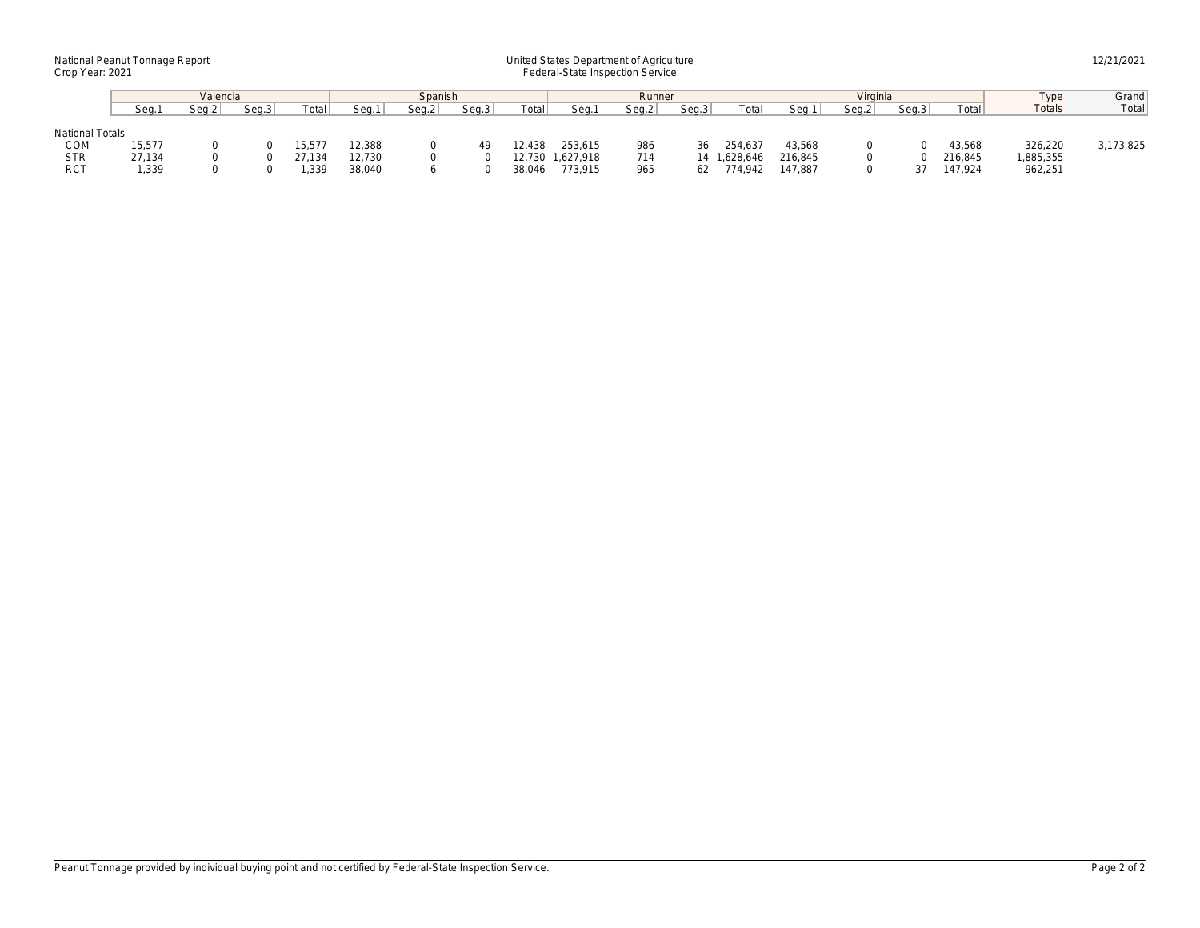National Peanut Tonnage Report
Crop Year: 2021

United States Department of Agriculture
Federal-State Inspection Service

12/21/2021

| | Valencia | | | | Spanish | | | | Runner | | | | Virginia | | | | Type | Grand |
|---|---|---|---|---|---|---|---|---|---|---|---|---|---|---|---|---|---|---|
| | Seg.1 | Seg.2 | Seg.3 | Total | Seg.1 | Seg.2 | Seg.3 | Total | Seg.1 | Seg.2 | Seg.3 | Total | Seg.1 | Seg.2 | Seg.3 | Total | Totals | Total |
| National Totals | | | | | | | | | | | | | | | | | | |
| COM | 15,577 | 0 | 0 | 15,577 | 12,388 | 0 | 49 | 12,438 | 253,615 | 986 | 36 | 254,637 | 43,568 | 0 | 0 | 43,568 | 326,220 | 3,173,825 |
| STR | 27,134 | 0 | 0 | 27,134 | 12,730 | 0 | 0 | 12,730 | 1,627,918 | 714 | 14 | 1,628,646 | 216,845 | 0 | 0 | 216,845 | 1,885,355 | |
| RCT | 1,339 | 0 | 0 | 1,339 | 38,040 | 6 | 0 | 38,046 | 773,915 | 965 | 62 | 774,942 | 147,887 | 0 | 37 | 147,924 | 962,251 | |

Peanut Tonnage provided by individual buying point and not certified by Federal-State Inspection Service.